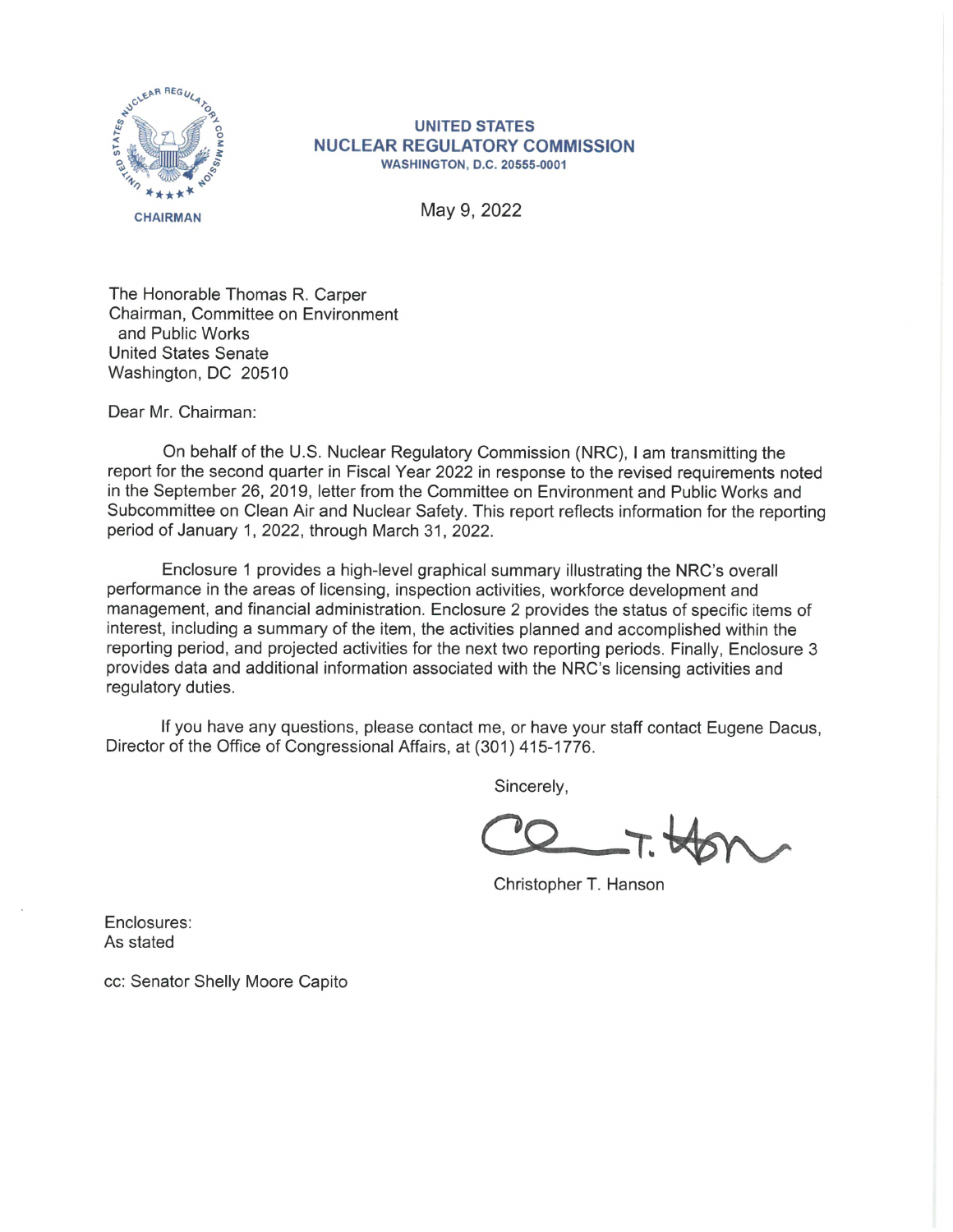**UNITED STATES**
**NUCLEAR REGULATORY COMMISSION**
**WASHINGTON, D.C. 20555-0001**

CHAIRMAN

May 9, 2022

The Honorable Thomas R. Carper
Chairman, Committee on Environment
and Public Works
United States Senate
Washington, DC 20510

Dear Mr. Chairman:

On behalf of the U.S. Nuclear Regulatory Commission (NRC), I am transmitting the report for the second quarter in Fiscal Year 2022 in response to the revised requirements noted in the September 26, 2019, letter from the Committee on Environment and Public Works and Subcommittee on Clean Air and Nuclear Safety. This report reflects information for the reporting period of January 1, 2022, through March 31, 2022.

Enclosure 1 provides a high-level graphical summary illustrating the NRC's overall performance in the areas of licensing, inspection activities, workforce development and management, and financial administration. Enclosure 2 provides the status of specific items of interest, including a summary of the item, the activities planned and accomplished within the reporting period, and projected activities for the next two reporting periods. Finally, Enclosure 3 provides data and additional information associated with the NRC's licensing activities and regulatory duties.

If you have any questions, please contact me, or have your staff contact Eugene Dacus, Director of the Office of Congressional Affairs, at (301) 415-1776.

Sincerely,

Christopher T. Hanson

Enclosures:
As stated

cc: Senator Shelly Moore Capito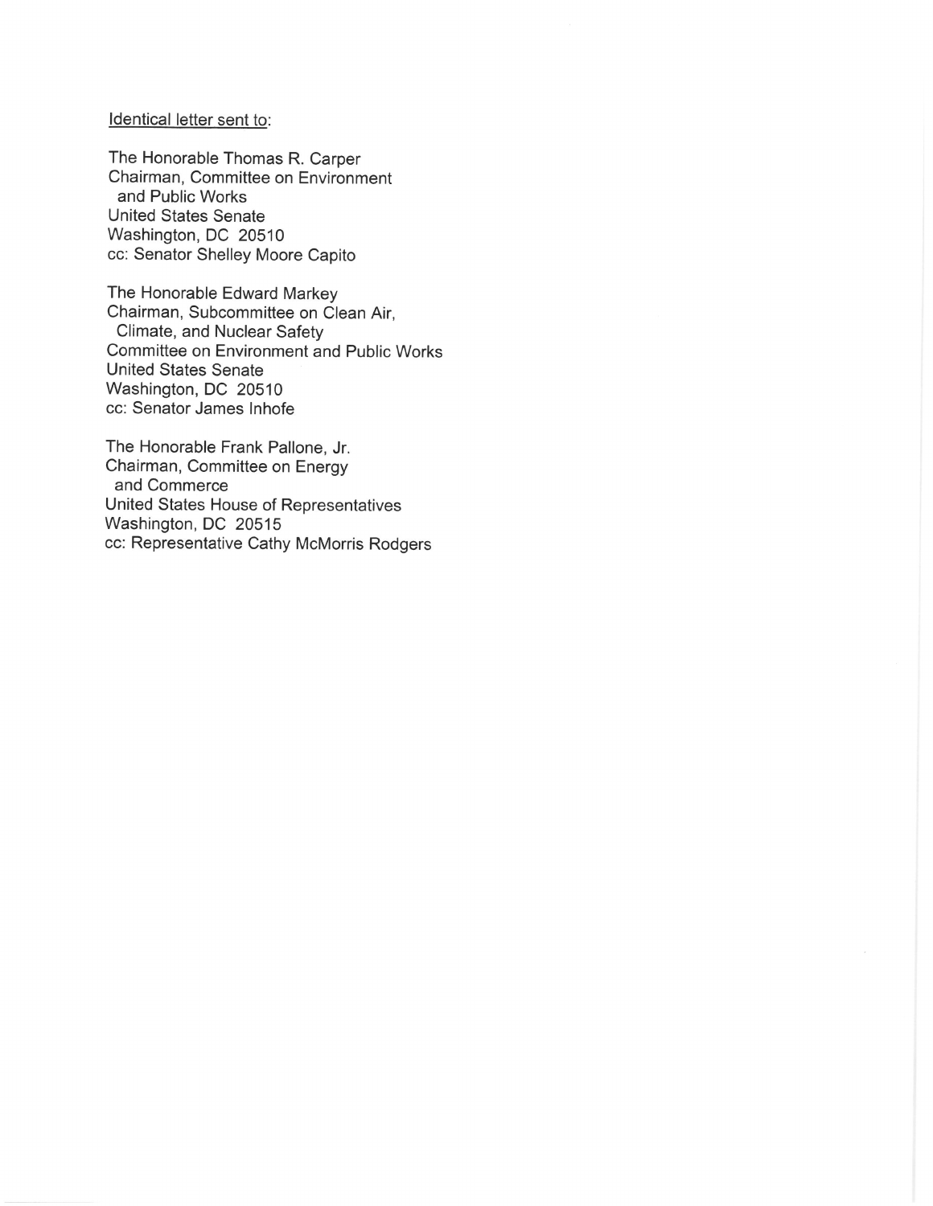<u>Identical letter sent to</u>:

The Honorable Thomas R. Carper
Chairman, Committee on Environment
and Public Works
United States Senate
Washington, DC 20510
cc: Senator Shelley Moore Capito

The Honorable Edward Markey
Chairman, Subcommittee on Clean Air,
Climate, and Nuclear Safety
Committee on Environment and Public Works
United States Senate
Washington, DC 20510
cc: Senator James Inhofe

The Honorable Frank Pallone, Jr.
Chairman, Committee on Energy
and Commerce
United States House of Representatives
Washington, DC 20515
cc: Representative Cathy McMorris Rodgers